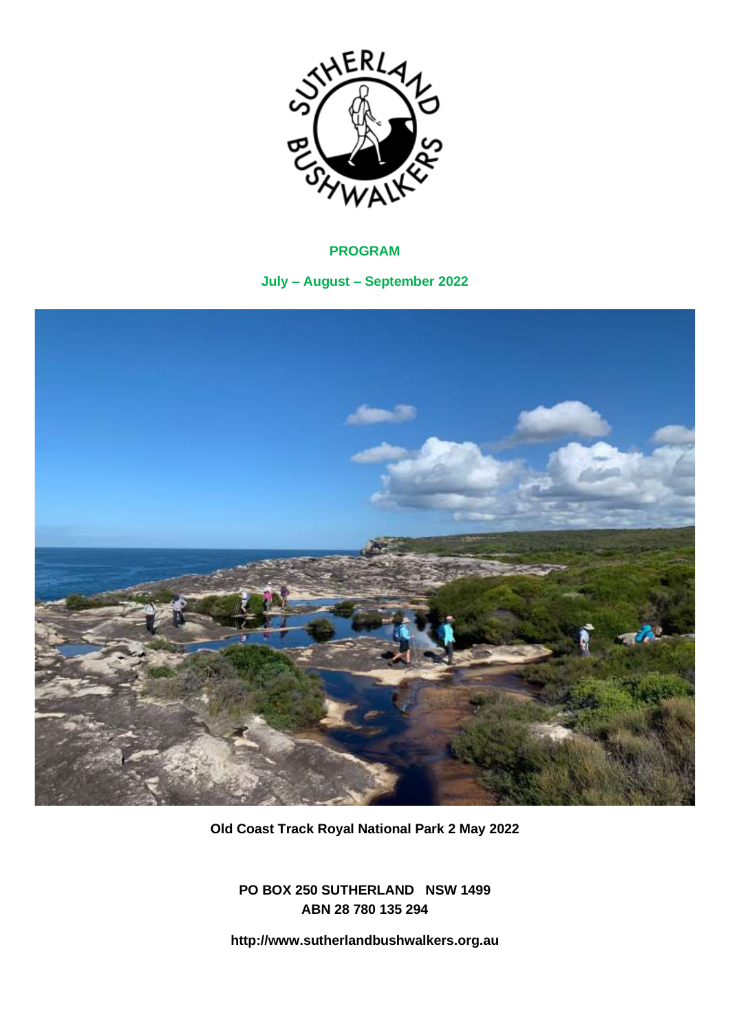**PROGRAM**

**July – August – September 2022**

**Old Coast Track Royal National Park 2 May 2022**

**PO BOX 250 SUTHERLAND NSW 1499**
**ABN 28 780 135 294**

**http://www.sutherlandbushwalkers.org.au**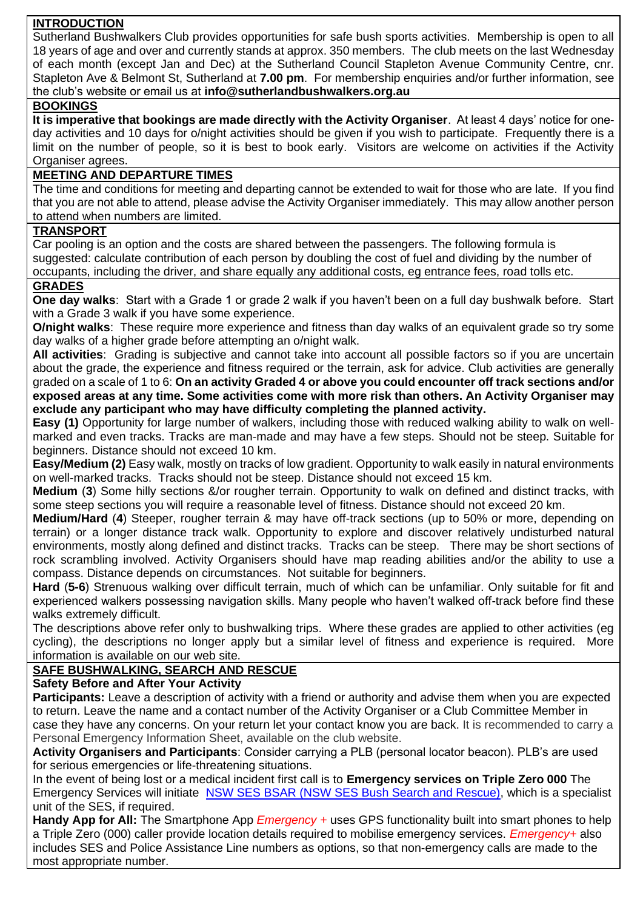## INTRODUCTION

Sutherland Bushwalkers Club provides opportunities for safe bush sports activities. Membership is open to all 18 years of age and over and currently stands at approx. 350 members. The club meets on the last Wednesday of each month (except Jan and Dec) at the Sutherland Council Stapleton Avenue Community Centre, cnr. Stapleton Ave & Belmont St, Sutherland at **7.00 pm**. For membership enquiries and/or further information, see the club's website or email us at **info@sutherlandbushwalkers.org.au**

## BOOKINGS

**It is imperative that bookings are made directly with the Activity Organiser**. At least 4 days' notice for one-day activities and 10 days for o/night activities should be given if you wish to participate. Frequently there is a limit on the number of people, so it is best to book early. Visitors are welcome on activities if the Activity Organiser agrees.

## MEETING AND DEPARTURE TIMES

The time and conditions for meeting and departing cannot be extended to wait for those who are late. If you find that you are not able to attend, please advise the Activity Organiser immediately. This may allow another person to attend when numbers are limited.

## TRANSPORT

Car pooling is an option and the costs are shared between the passengers. The following formula is suggested: calculate contribution of each person by doubling the cost of fuel and dividing by the number of occupants, including the driver, and share equally any additional costs, eg entrance fees, road tolls etc.

## GRADES

**One day walks**: Start with a Grade 1 or grade 2 walk if you haven't been on a full day bushwalk before. Start with a Grade 3 walk if you have some experience.

**O/night walks**: These require more experience and fitness than day walks of an equivalent grade so try some day walks of a higher grade before attempting an o/night walk.

**All activities**: Grading is subjective and cannot take into account all possible factors so if you are uncertain about the grade, the experience and fitness required or the terrain, ask for advice. Club activities are generally graded on a scale of 1 to 6: **On an activity Graded 4 or above you could encounter off track sections and/or exposed areas at any time. Some activities come with more risk than others. An Activity Organiser may exclude any participant who may have difficulty completing the planned activity.**

**Easy (1)** Opportunity for large number of walkers, including those with reduced walking ability to walk on well-marked and even tracks. Tracks are man-made and may have a few steps. Should not be steep. Suitable for beginners. Distance should not exceed 10 km.

**Easy/Medium (2)** Easy walk, mostly on tracks of low gradient. Opportunity to walk easily in natural environments on well-marked tracks. Tracks should not be steep. Distance should not exceed 15 km.

**Medium** (**3**) Some hilly sections &/or rougher terrain. Opportunity to walk on defined and distinct tracks, with some steep sections you will require a reasonable level of fitness. Distance should not exceed 20 km.

**Medium/Hard** (**4**) Steeper, rougher terrain & may have off-track sections (up to 50% or more, depending on terrain) or a longer distance track walk. Opportunity to explore and discover relatively undisturbed natural environments, mostly along defined and distinct tracks. Tracks can be steep. There may be short sections of rock scrambling involved. Activity Organisers should have map reading abilities and/or the ability to use a compass. Distance depends on circumstances. Not suitable for beginners.

**Hard** (**5-6**) Strenuous walking over difficult terrain, much of which can be unfamiliar. Only suitable for fit and experienced walkers possessing navigation skills. Many people who haven't walked off-track before find these walks extremely difficult.

The descriptions above refer only to bushwalking trips. Where these grades are applied to other activities (eg cycling), the descriptions no longer apply but a similar level of fitness and experience is required. More information is available on our web site.

## SAFE BUSHWALKING, SEARCH AND RESCUE

**Safety Before and After Your Activity**

**Participants:** Leave a description of activity with a friend or authority and advise them when you are expected to return. Leave the name and a contact number of the Activity Organiser or a Club Committee Member in case they have any concerns. On your return let your contact know you are back. It is recommended to carry a Personal Emergency Information Sheet, available on the club website.

**Activity Organisers and Participants**: Consider carrying a PLB (personal locator beacon). PLB's are used for serious emergencies or life-threatening situations.

In the event of being lost or a medical incident first call is to **Emergency services on Triple Zero 000** The Emergency Services will initiate NSW SES BSAR (NSW SES Bush Search and Rescue), which is a specialist unit of the SES, if required.

**Handy App for All:** The Smartphone App *Emergency +* uses GPS functionality built into smart phones to help a Triple Zero (000) caller provide location details required to mobilise emergency services. *Emergency+* also includes SES and Police Assistance Line numbers as options, so that non-emergency calls are made to the most appropriate number.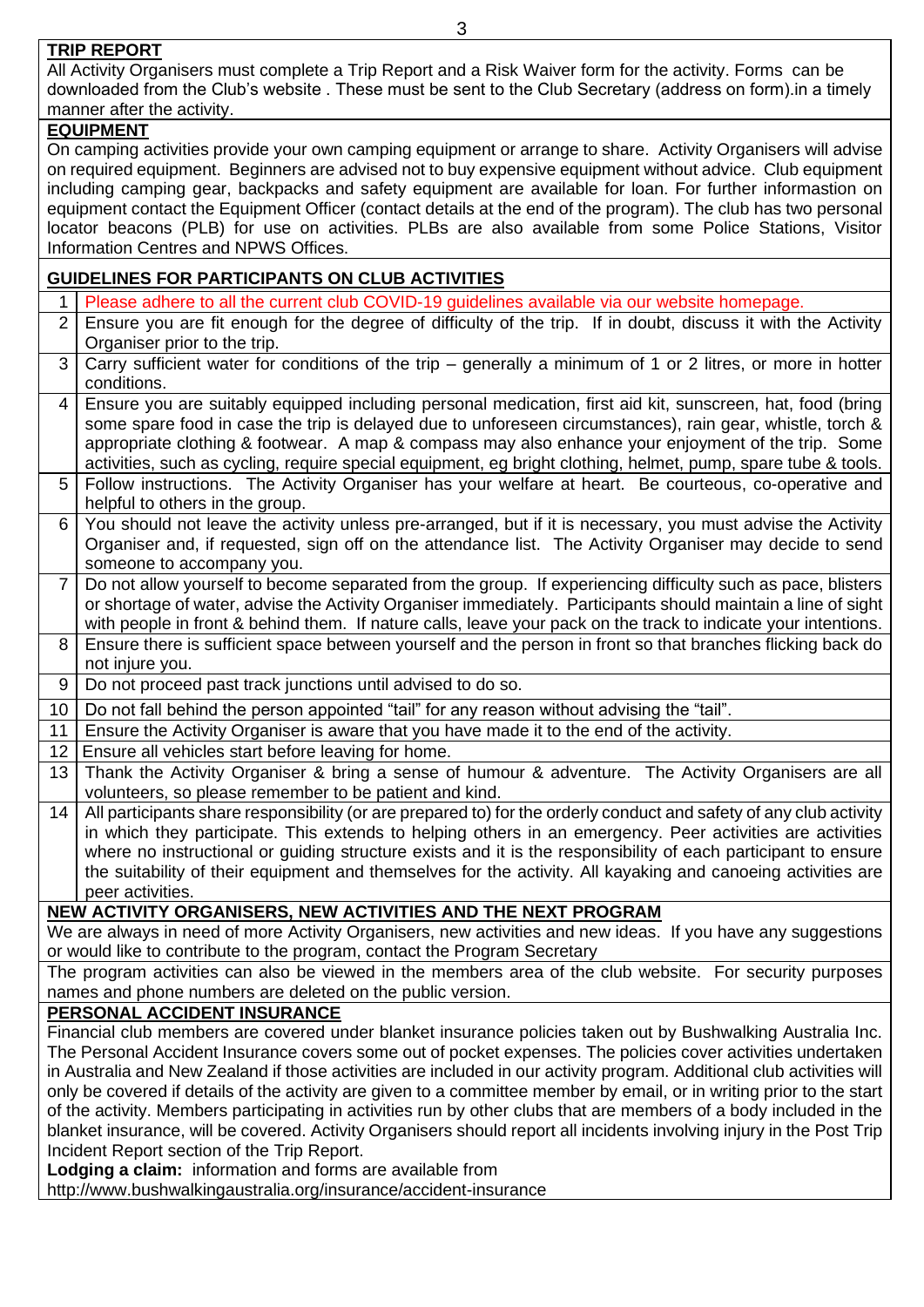## TRIP REPORT

All Activity Organisers must complete a Trip Report and a Risk Waiver form for the activity. Forms can be downloaded from the Club's website . These must be sent to the Club Secretary (address on form).in a timely manner after the activity.

## EQUIPMENT

On camping activities provide your own camping equipment or arrange to share. Activity Organisers will advise on required equipment. Beginners are advised not to buy expensive equipment without advice. Club equipment including camping gear, backpacks and safety equipment are available for loan. For further informastion on equipment contact the Equipment Officer (contact details at the end of the program). The club has two personal locator beacons (PLB) for use on activities. PLBs are also available from some Police Stations, Visitor Information Centres and NPWS Offices.

## GUIDELINES FOR PARTICIPANTS ON CLUB ACTIVITIES

| | |
|---|---|
| 1 | Please adhere to all the current club COVID-19 guidelines available via our website homepage. |
| 2 | Ensure you are fit enough for the degree of difficulty of the trip. If in doubt, discuss it with the Activity Organiser prior to the trip. |
| 3 | Carry sufficient water for conditions of the trip – generally a minimum of 1 or 2 litres, or more in hotter conditions. |
| 4 | Ensure you are suitably equipped including personal medication, first aid kit, sunscreen, hat, food (bring some spare food in case the trip is delayed due to unforeseen circumstances), rain gear, whistle, torch & appropriate clothing & footwear. A map & compass may also enhance your enjoyment of the trip. Some activities, such as cycling, require special equipment, eg bright clothing, helmet, pump, spare tube & tools. |
| 5 | Follow instructions. The Activity Organiser has your welfare at heart. Be courteous, co-operative and helpful to others in the group. |
| 6 | You should not leave the activity unless pre-arranged, but if it is necessary, you must advise the Activity Organiser and, if requested, sign off on the attendance list. The Activity Organiser may decide to send someone to accompany you. |
| 7 | Do not allow yourself to become separated from the group. If experiencing difficulty such as pace, blisters or shortage of water, advise the Activity Organiser immediately. Participants should maintain a line of sight with people in front & behind them. If nature calls, leave your pack on the track to indicate your intentions. |
| 8 | Ensure there is sufficient space between yourself and the person in front so that branches flicking back do not injure you. |
| 9 | Do not proceed past track junctions until advised to do so. |
| 10 | Do not fall behind the person appointed "tail" for any reason without advising the "tail". |
| 11 | Ensure the Activity Organiser is aware that you have made it to the end of the activity. |
| 12 | Ensure all vehicles start before leaving for home. |
| 13 | Thank the Activity Organiser & bring a sense of humour & adventure. The Activity Organisers are all volunteers, so please remember to be patient and kind. |
| 14 | All participants share responsibility (or are prepared to) for the orderly conduct and safety of any club activity in which they participate. This extends to helping others in an emergency. Peer activities are activities where no instructional or guiding structure exists and it is the responsibility of each participant to ensure the suitability of their equipment and themselves for the activity. All kayaking and canoeing activities are peer activities. |

## NEW ACTIVITY ORGANISERS, NEW ACTIVITIES AND THE NEXT PROGRAM

We are always in need of more Activity Organisers, new activities and new ideas. If you have any suggestions or would like to contribute to the program, contact the Program Secretary

The program activities can also be viewed in the members area of the club website. For security purposes names and phone numbers are deleted on the public version.

## PERSONAL ACCIDENT INSURANCE

Financial club members are covered under blanket insurance policies taken out by Bushwalking Australia Inc. The Personal Accident Insurance covers some out of pocket expenses. The policies cover activities undertaken in Australia and New Zealand if those activities are included in our activity program. Additional club activities will only be covered if details of the activity are given to a committee member by email, or in writing prior to the start of the activity. Members participating in activities run by other clubs that are members of a body included in the blanket insurance, will be covered. Activity Organisers should report all incidents involving injury in the Post Trip Incident Report section of the Trip Report.

**Lodging a claim:** information and forms are available from
http://www.bushwalkingaustralia.org/insurance/accident-insurance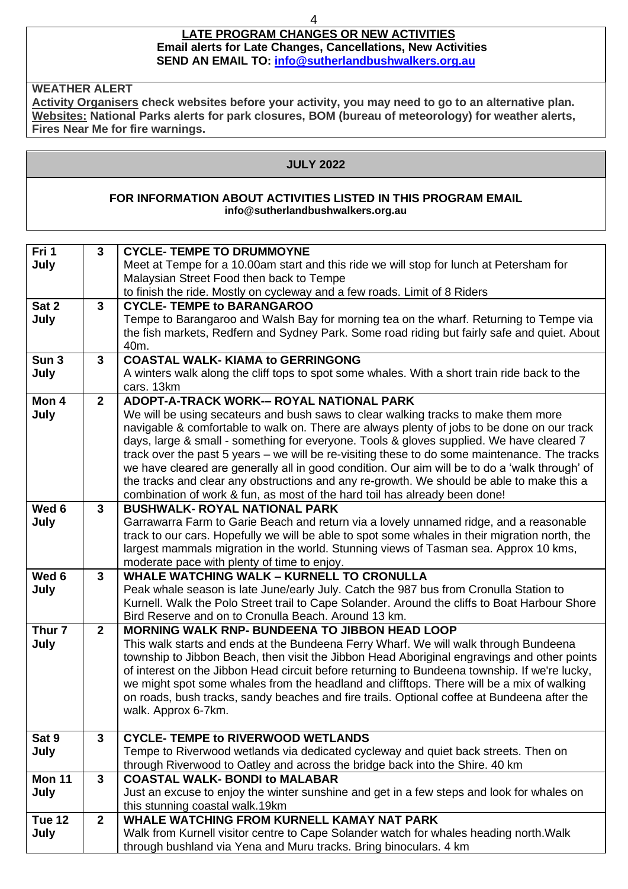**LATE PROGRAM CHANGES OR NEW ACTIVITIES**
**Email alerts for Late Changes, Cancellations, New Activities**
**SEND AN EMAIL TO: info@sutherlandbushwalkers.org.au**

**WEATHER ALERT**
**Activity Organisers check websites before your activity, you may need to go to an alternative plan. Websites: National Parks alerts for park closures, BOM (bureau of meteorology) for weather alerts, Fires Near Me for fire warnings.**

## JULY 2022

**FOR INFORMATION ABOUT ACTIVITIES LISTED IN THIS PROGRAM EMAIL**
**info@sutherlandbushwalkers.org.au**

| Date | Grade | Activity |
|---|---|---|
| **Fri 1 July** | **3** | **CYCLE- TEMPE TO DRUMMOYNE** Meet at Tempe for a 10.00am start and this ride we will stop for lunch at Petersham for Malaysian Street Food then back to Tempe to finish the ride. Mostly on cycleway and a few roads. Limit of 8 Riders |
| **Sat 2 July** | **3** | **CYCLE- TEMPE to BARANGAROO** Tempe to Barangaroo and Walsh Bay for morning tea on the wharf. Returning to Tempe via the fish markets, Redfern and Sydney Park. Some road riding but fairly safe and quiet. About 40m. |
| **Sun 3 July** | **3** | **COASTAL WALK- KIAMA to GERRINGONG** A winters walk along the cliff tops to spot some whales. With a short train ride back to the cars. 13km |
| **Mon 4 July** | **2** | **ADOPT-A-TRACK WORK-– ROYAL NATIONAL PARK** We will be using secateurs and bush saws to clear walking tracks to make them more navigable & comfortable to walk on. There are always plenty of jobs to be done on our track days, large & small - something for everyone. Tools & gloves supplied. We have cleared 7 track over the past 5 years – we will be re-visiting these to do some maintenance. The tracks we have cleared are generally all in good condition. Our aim will be to do a 'walk through' of the tracks and clear any obstructions and any re-growth. We should be able to make this a combination of work & fun, as most of the hard toil has already been done! |
| **Wed 6 July** | **3** | **BUSHWALK- ROYAL NATIONAL PARK** Garrawarra Farm to Garie Beach and return via a lovely unnamed ridge, and a reasonable track to our cars. Hopefully we will be able to spot some whales in their migration north, the largest mammals migration in the world. Stunning views of Tasman sea. Approx 10 kms, moderate pace with plenty of time to enjoy. |
| **Wed 6 July** | **3** | **WHALE WATCHING WALK – KURNELL TO CRONULLA** Peak whale season is late June/early July. Catch the 987 bus from Cronulla Station to Kurnell. Walk the Polo Street trail to Cape Solander. Around the cliffs to Boat Harbour Shore Bird Reserve and on to Cronulla Beach. Around 13 km. |
| **Thur 7 July** | **2** | **MORNING WALK RNP- BUNDEENA TO JIBBON HEAD LOOP** This walk starts and ends at the Bundeena Ferry Wharf. We will walk through Bundeena township to Jibbon Beach, then visit the Jibbon Head Aboriginal engravings and other points of interest on the Jibbon Head circuit before returning to Bundeena township. If we're lucky, we might spot some whales from the headland and clifftops. There will be a mix of walking on roads, bush tracks, sandy beaches and fire trails. Optional coffee at Bundeena after the walk. Approx 6-7km. |
| **Sat 9 July** | **3** | **CYCLE- TEMPE to RIVERWOOD WETLANDS** Tempe to Riverwood wetlands via dedicated cycleway and quiet back streets. Then on through Riverwood to Oatley and across the bridge back into the Shire. 40 km |
| **Mon 11 July** | **3** | **COASTAL WALK- BONDI to MALABAR** Just an excuse to enjoy the winter sunshine and get in a few steps and look for whales on this stunning coastal walk.19km |
| **Tue 12 July** | **2** | **WHALE WATCHING FROM KURNELL KAMAY NAT PARK** Walk from Kurnell visitor centre to Cape Solander watch for whales heading north.Walk through bushland via Yena and Muru tracks. Bring binoculars. 4 km |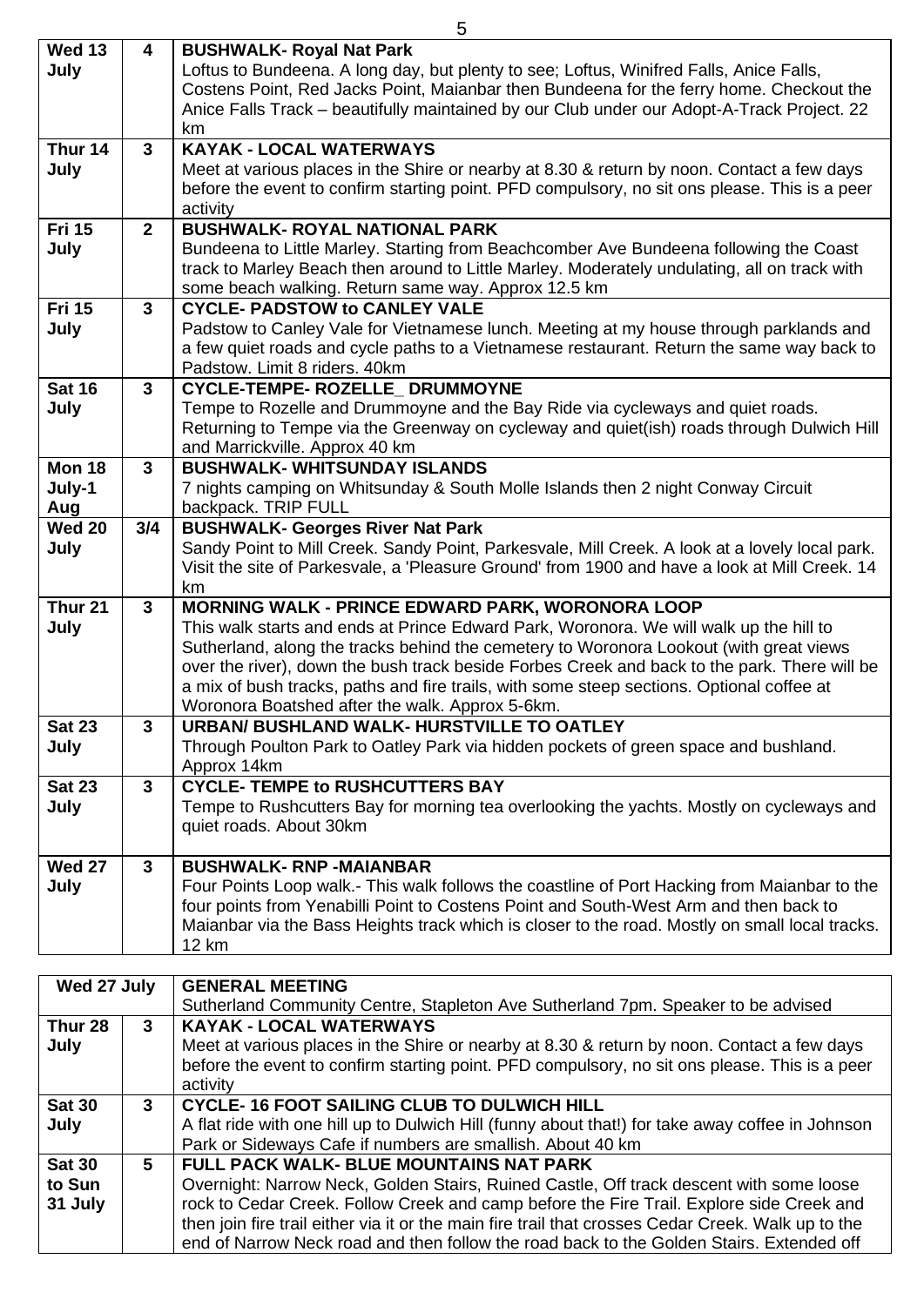| Date | Grade | Activity |
|---|---|---|
| Wed 13 July | 4 | **BUSHWALK- Royal Nat Park** Loftus to Bundeena. A long day, but plenty to see; Loftus, Winifred Falls, Anice Falls, Costens Point, Red Jacks Point, Maianbar then Bundeena for the ferry home. Checkout the Anice Falls Track – beautifully maintained by our Club under our Adopt-A-Track Project. 22 km |
| Thur 14 July | 3 | **KAYAK - LOCAL WATERWAYS** Meet at various places in the Shire or nearby at 8.30 & return by noon. Contact a few days before the event to confirm starting point. PFD compulsory, no sit ons please. This is a peer activity |
| Fri 15 July | 2 | **BUSHWALK- ROYAL NATIONAL PARK** Bundeena to Little Marley. Starting from Beachcomber Ave Bundeena following the Coast track to Marley Beach then around to Little Marley. Moderately undulating, all on track with some beach walking. Return same way. Approx 12.5 km |
| Fri 15 July | 3 | **CYCLE- PADSTOW to CANLEY VALE** Padstow to Canley Vale for Vietnamese lunch. Meeting at my house through parklands and a few quiet roads and cycle paths to a Vietnamese restaurant. Return the same way back to Padstow. Limit 8 riders. 40km |
| Sat 16 July | 3 | **CYCLE-TEMPE- ROZELLE_ DRUMMOYNE** Tempe to Rozelle and Drummoyne and the Bay Ride via cycleways and quiet roads. Returning to Tempe via the Greenway on cycleway and quiet(ish) roads through Dulwich Hill and Marrickville. Approx 40 km |
| Mon 18 July-1 Aug | 3 | **BUSHWALK- WHITSUNDAY ISLANDS** 7 nights camping on Whitsunday & South Molle Islands then 2 night Conway Circuit backpack. TRIP FULL |
| Wed 20 July | 3/4 | **BUSHWALK- Georges River Nat Park** Sandy Point to Mill Creek. Sandy Point, Parkesvale, Mill Creek. A look at a lovely local park. Visit the site of Parkesvale, a 'Pleasure Ground' from 1900 and have a look at Mill Creek. 14 km |
| Thur 21 July | 3 | **MORNING WALK - PRINCE EDWARD PARK, WORONORA LOOP** This walk starts and ends at Prince Edward Park, Woronora. We will walk up the hill to Sutherland, along the tracks behind the cemetery to Woronora Lookout (with great views over the river), down the bush track beside Forbes Creek and back to the park. There will be a mix of bush tracks, paths and fire trails, with some steep sections. Optional coffee at Woronora Boatshed after the walk. Approx 5-6km. |
| Sat 23 July | 3 | **URBAN/ BUSHLAND WALK- HURSTVILLE TO OATLEY** Through Poulton Park to Oatley Park via hidden pockets of green space and bushland. Approx 14km |
| Sat 23 July | 3 | **CYCLE- TEMPE to RUSHCUTTERS BAY** Tempe to Rushcutters Bay for morning tea overlooking the yachts. Mostly on cycleways and quiet roads. About 30km |
| Wed 27 July | 3 | **BUSHWALK- RNP -MAIANBAR** Four Points Loop walk.- This walk follows the coastline of Port Hacking from Maianbar to the four points from Yenabilli Point to Costens Point and South-West Arm and then back to Maianbar via the Bass Heights track which is closer to the road. Mostly on small local tracks. 12 km |

| Date | Grade | Activity |
|---|---|---|
| Wed 27 July | | **GENERAL MEETING** Sutherland Community Centre, Stapleton Ave Sutherland 7pm. Speaker to be advised |
| Thur 28 July | 3 | **KAYAK - LOCAL WATERWAYS** Meet at various places in the Shire or nearby at 8.30 & return by noon. Contact a few days before the event to confirm starting point. PFD compulsory, no sit ons please. This is a peer activity |
| Sat 30 July | 3 | **CYCLE- 16 FOOT SAILING CLUB TO DULWICH HILL** A flat ride with one hill up to Dulwich Hill (funny about that!) for take away coffee in Johnson Park or Sideways Cafe if numbers are smallish. About 40 km |
| Sat 30 to Sun 31 July | 5 | **FULL PACK WALK- BLUE MOUNTAINS NAT PARK** Overnight: Narrow Neck, Golden Stairs, Ruined Castle, Off track descent with some loose rock to Cedar Creek. Follow Creek and camp before the Fire Trail. Explore side Creek and then join fire trail either via it or the main fire trail that crosses Cedar Creek. Walk up to the end of Narrow Neck road and then follow the road back to the Golden Stairs. Extended off |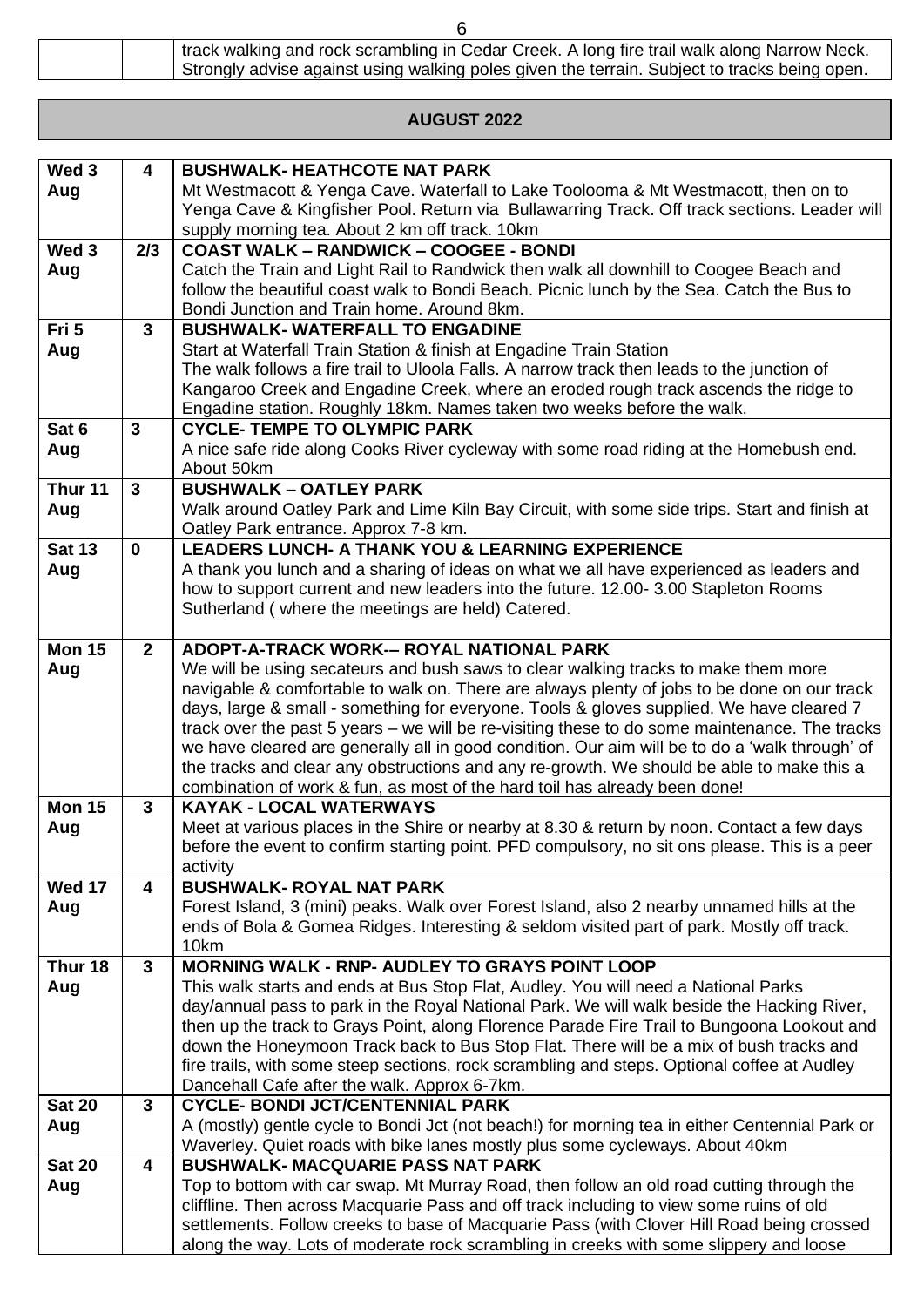| | | track walking and rock scrambling in Cedar Creek. A long fire trail walk along Narrow Neck. Strongly advise against using walking poles given the terrain. Subject to tracks being open. |
|---|---|---|

## AUGUST 2022

| | | |
|---|---|---|
| **Wed 3 Aug** | **4** | **BUSHWALK- HEATHCOTE NAT PARK** Mt Westmacott & Yenga Cave. Waterfall to Lake Toolooma & Mt Westmacott, then on to Yenga Cave & Kingfisher Pool. Return via Bullawarring Track. Off track sections. Leader will supply morning tea. About 2 km off track. 10km |
| **Wed 3 Aug** | **2/3** | **COAST WALK – RANDWICK – COOGEE - BONDI** Catch the Train and Light Rail to Randwick then walk all downhill to Coogee Beach and follow the beautiful coast walk to Bondi Beach. Picnic lunch by the Sea. Catch the Bus to Bondi Junction and Train home. Around 8km. |
| **Fri 5 Aug** | **3** | **BUSHWALK- WATERFALL TO ENGADINE** Start at Waterfall Train Station & finish at Engadine Train Station The walk follows a fire trail to Uloola Falls. A narrow track then leads to the junction of Kangaroo Creek and Engadine Creek, where an eroded rough track ascends the ridge to Engadine station. Roughly 18km. Names taken two weeks before the walk. |
| **Sat 6 Aug** | **3** | **CYCLE- TEMPE TO OLYMPIC PARK** A nice safe ride along Cooks River cycleway with some road riding at the Homebush end. About 50km |
| **Thur 11 Aug** | **3** | **BUSHWALK – OATLEY PARK** Walk around Oatley Park and Lime Kiln Bay Circuit, with some side trips. Start and finish at Oatley Park entrance. Approx 7-8 km. |
| **Sat 13 Aug** | **0** | **LEADERS LUNCH- A THANK YOU & LEARNING EXPERIENCE** A thank you lunch and a sharing of ideas on what we all have experienced as leaders and how to support current and new leaders into the future. 12.00- 3.00 Stapleton Rooms Sutherland ( where the meetings are held) Catered. |
| **Mon 15 Aug** | **2** | **ADOPT-A-TRACK WORK-– ROYAL NATIONAL PARK** We will be using secateurs and bush saws to clear walking tracks to make them more navigable & comfortable to walk on. There are always plenty of jobs to be done on our track days, large & small - something for everyone. Tools & gloves supplied. We have cleared 7 track over the past 5 years – we will be re-visiting these to do some maintenance. The tracks we have cleared are generally all in good condition. Our aim will be to do a 'walk through' of the tracks and clear any obstructions and any re-growth. We should be able to make this a combination of work & fun, as most of the hard toil has already been done! |
| **Mon 15 Aug** | **3** | **KAYAK - LOCAL WATERWAYS** Meet at various places in the Shire or nearby at 8.30 & return by noon. Contact a few days before the event to confirm starting point. PFD compulsory, no sit ons please. This is a peer activity |
| **Wed 17 Aug** | **4** | **BUSHWALK- ROYAL NAT PARK** Forest Island, 3 (mini) peaks. Walk over Forest Island, also 2 nearby unnamed hills at the ends of Bola & Gomea Ridges. Interesting & seldom visited part of park. Mostly off track. 10km |
| **Thur 18 Aug** | **3** | **MORNING WALK - RNP- AUDLEY TO GRAYS POINT LOOP** This walk starts and ends at Bus Stop Flat, Audley. You will need a National Parks day/annual pass to park in the Royal National Park. We will walk beside the Hacking River, then up the track to Grays Point, along Florence Parade Fire Trail to Bungoona Lookout and down the Honeymoon Track back to Bus Stop Flat. There will be a mix of bush tracks and fire trails, with some steep sections, rock scrambling and steps. Optional coffee at Audley Dancehall Cafe after the walk. Approx 6-7km. |
| **Sat 20 Aug** | **3** | **CYCLE- BONDI JCT/CENTENNIAL PARK** A (mostly) gentle cycle to Bondi Jct (not beach!) for morning tea in either Centennial Park or Waverley. Quiet roads with bike lanes mostly plus some cycleways. About 40km |
| **Sat 20 Aug** | **4** | **BUSHWALK- MACQUARIE PASS NAT PARK** Top to bottom with car swap. Mt Murray Road, then follow an old road cutting through the cliffline. Then across Macquarie Pass and off track including to view some ruins of old settlements. Follow creeks to base of Macquarie Pass (with Clover Hill Road being crossed along the way. Lots of moderate rock scrambling in creeks with some slippery and loose |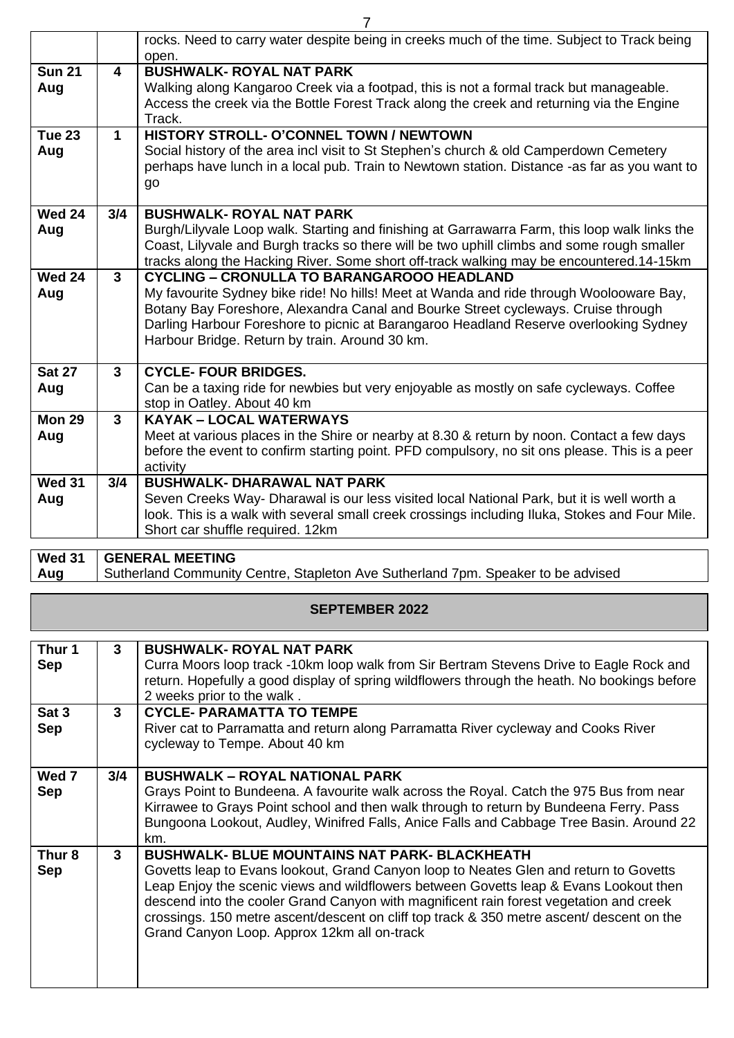|  |  | rocks. Need to carry water despite being in creeks much of the time. Subject to Track being open. |
|---|---|---|
| **Sun 21 Aug** | **4** | **BUSHWALK- ROYAL NAT PARK**<br>Walking along Kangaroo Creek via a footpad, this is not a formal track but manageable. Access the creek via the Bottle Forest Track along the creek and returning via the Engine Track. |
| **Tue 23 Aug** | **1** | **HISTORY STROLL- O'CONNEL TOWN / NEWTOWN**<br>Social history of the area incl visit to St Stephen's church & old Camperdown Cemetery perhaps have lunch in a local pub. Train to Newtown station. Distance -as far as you want to go |
| **Wed 24 Aug** | **3/4** | **BUSHWALK- ROYAL NAT PARK**<br>Burgh/Lilyvale Loop walk. Starting and finishing at Garrawarra Farm, this loop walk links the Coast, Lilyvale and Burgh tracks so there will be two uphill climbs and some rough smaller tracks along the Hacking River. Some short off-track walking may be encountered.14-15km |
| **Wed 24 Aug** | **3** | **CYCLING – CRONULLA TO BARANGAROOO HEADLAND**<br>My favourite Sydney bike ride! No hills! Meet at Wanda and ride through Woolooware Bay, Botany Bay Foreshore, Alexandra Canal and Bourke Street cycleways. Cruise through Darling Harbour Foreshore to picnic at Barangaroo Headland Reserve overlooking Sydney Harbour Bridge. Return by train. Around 30 km. |
| **Sat 27 Aug** | **3** | **CYCLE- FOUR BRIDGES.**<br>Can be a taxing ride for newbies but very enjoyable as mostly on safe cycleways. Coffee stop in Oatley. About 40 km |
| **Mon 29 Aug** | **3** | **KAYAK – LOCAL WATERWAYS**<br>Meet at various places in the Shire or nearby at 8.30 & return by noon. Contact a few days before the event to confirm starting point. PFD compulsory, no sit ons please. This is a peer activity |
| **Wed 31 Aug** | **3/4** | **BUSHWALK- DHARAWAL NAT PARK**<br>Seven Creeks Way- Dharawal is our less visited local National Park, but it is well worth a look. This is a walk with several small creek crossings including Iluka, Stokes and Four Mile. Short car shuffle required. 12km |

| **Wed 31 Aug** | **GENERAL MEETING**<br>Sutherland Community Centre, Stapleton Ave Sutherland 7pm. Speaker to be advised |
|---|---|

## SEPTEMBER 2022

| **Thur 1 Sep** | **3** | **BUSHWALK- ROYAL NAT PARK**<br>Curra Moors loop track -10km loop walk from Sir Bertram Stevens Drive to Eagle Rock and return. Hopefully a good display of spring wildflowers through the heath. No bookings before 2 weeks prior to the walk . |
|---|---|---|
| **Sat 3 Sep** | **3** | **CYCLE- PARAMATTA TO TEMPE**<br>River cat to Parramatta and return along Parramatta River cycleway and Cooks River cycleway to Tempe. About 40 km |
| **Wed 7 Sep** | **3/4** | **BUSHWALK – ROYAL NATIONAL PARK**<br>Grays Point to Bundeena. A favourite walk across the Royal. Catch the 975 Bus from near Kirrawee to Grays Point school and then walk through to return by Bundeena Ferry. Pass Bungoona Lookout, Audley, Winifred Falls, Anice Falls and Cabbage Tree Basin. Around 22 km. |
| **Thur 8 Sep** | **3** | **BUSHWALK- BLUE MOUNTAINS NAT PARK- BLACKHEATH**<br>Govetts leap to Evans lookout, Grand Canyon loop to Neates Glen and return to Govetts Leap Enjoy the scenic views and wildflowers between Govetts leap & Evans Lookout then descend into the cooler Grand Canyon with magnificent rain forest vegetation and creek crossings. 150 metre ascent/descent on cliff top track & 350 metre ascent/ descent on the Grand Canyon Loop. Approx 12km all on-track |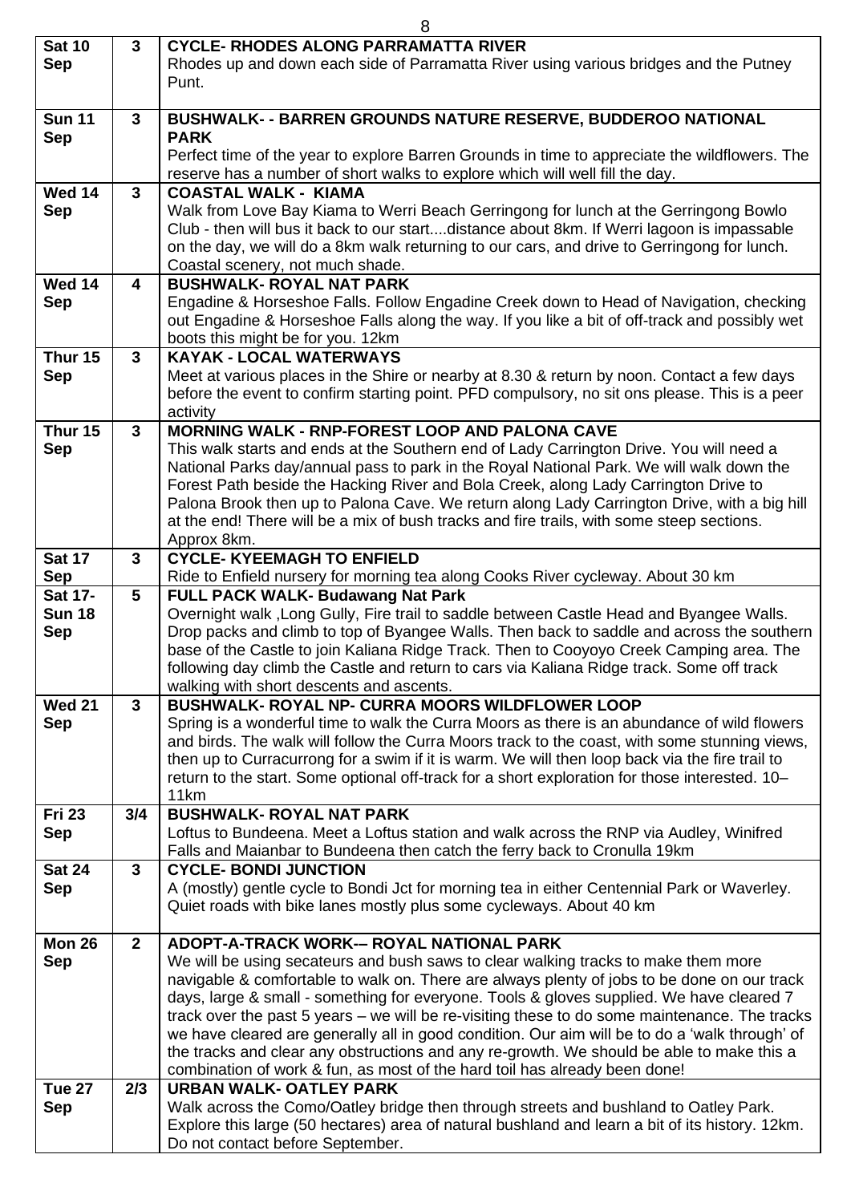| Date | Grade | Activity |
|---|---|---|
| **Sat 10 Sep** | **3** | **CYCLE- RHODES ALONG PARRAMATTA RIVER**<br>Rhodes up and down each side of Parramatta River using various bridges and the Putney Punt. |
| **Sun 11 Sep** | **3** | **BUSHWALK- - BARREN GROUNDS NATURE RESERVE, BUDDEROO NATIONAL PARK**<br>Perfect time of the year to explore Barren Grounds in time to appreciate the wildflowers. The reserve has a number of short walks to explore which will well fill the day. |
| **Wed 14 Sep** | **3** | **COASTAL WALK - KIAMA**<br>Walk from Love Bay Kiama to Werri Beach Gerringong for lunch at the Gerringong Bowlo Club - then will bus it back to our start....distance about 8km. If Werri lagoon is impassable on the day, we will do a 8km walk returning to our cars, and drive to Gerringong for lunch. Coastal scenery, not much shade. |
| **Wed 14 Sep** | **4** | **BUSHWALK- ROYAL NAT PARK**<br>Engadine & Horseshoe Falls. Follow Engadine Creek down to Head of Navigation, checking out Engadine & Horseshoe Falls along the way. If you like a bit of off-track and possibly wet boots this might be for you. 12km |
| **Thur 15 Sep** | **3** | **KAYAK - LOCAL WATERWAYS**<br>Meet at various places in the Shire or nearby at 8.30 & return by noon. Contact a few days before the event to confirm starting point. PFD compulsory, no sit ons please. This is a peer activity |
| **Thur 15 Sep** | **3** | **MORNING WALK - RNP-FOREST LOOP AND PALONA CAVE**<br>This walk starts and ends at the Southern end of Lady Carrington Drive. You will need a National Parks day/annual pass to park in the Royal National Park. We will walk down the Forest Path beside the Hacking River and Bola Creek, along Lady Carrington Drive to Palona Brook then up to Palona Cave. We return along Lady Carrington Drive, with a big hill at the end! There will be a mix of bush tracks and fire trails, with some steep sections. Approx 8km. |
| **Sat 17 Sep** | **3** | **CYCLE- KYEEMAGH TO ENFIELD**<br>Ride to Enfield nursery for morning tea along Cooks River cycleway. About 30 km |
| **Sat 17-Sun 18 Sep** | **5** | **FULL PACK WALK- Budawang Nat Park**<br>Overnight walk ,Long Gully, Fire trail to saddle between Castle Head and Byangee Walls. Drop packs and climb to top of Byangee Walls. Then back to saddle and across the southern base of the Castle to join Kaliana Ridge Track. Then to Cooyoyo Creek Camping area. The following day climb the Castle and return to cars via Kaliana Ridge track. Some off track walking with short descents and ascents. |
| **Wed 21 Sep** | **3** | **BUSHWALK- ROYAL NP- CURRA MOORS WILDFLOWER LOOP**<br>Spring is a wonderful time to walk the Curra Moors as there is an abundance of wild flowers and birds. The walk will follow the Curra Moors track to the coast, with some stunning views, then up to Curracurrong for a swim if it is warm. We will then loop back via the fire trail to return to the start. Some optional off-track for a short exploration for those interested. 10–11km |
| **Fri 23 Sep** | **3/4** | **BUSHWALK- ROYAL NAT PARK**<br>Loftus to Bundeena. Meet a Loftus station and walk across the RNP via Audley, Winifred Falls and Maianbar to Bundeena then catch the ferry back to Cronulla 19km |
| **Sat 24 Sep** | **3** | **CYCLE- BONDI JUNCTION**<br>A (mostly) gentle cycle to Bondi Jct for morning tea in either Centennial Park or Waverley. Quiet roads with bike lanes mostly plus some cycleways. About 40 km |
| **Mon 26 Sep** | **2** | **ADOPT-A-TRACK WORK-– ROYAL NATIONAL PARK**<br>We will be using secateurs and bush saws to clear walking tracks to make them more navigable & comfortable to walk on. There are always plenty of jobs to be done on our track days, large & small - something for everyone. Tools & gloves supplied. We have cleared 7 track over the past 5 years – we will be re-visiting these to do some maintenance. The tracks we have cleared are generally all in good condition. Our aim will be to do a 'walk through' of the tracks and clear any obstructions and any re-growth. We should be able to make this a combination of work & fun, as most of the hard toil has already been done! |
| **Tue 27 Sep** | **2/3** | **URBAN WALK- OATLEY PARK**<br>Walk across the Como/Oatley bridge then through streets and bushland to Oatley Park. Explore this large (50 hectares) area of natural bushland and learn a bit of its history. 12km. Do not contact before September. |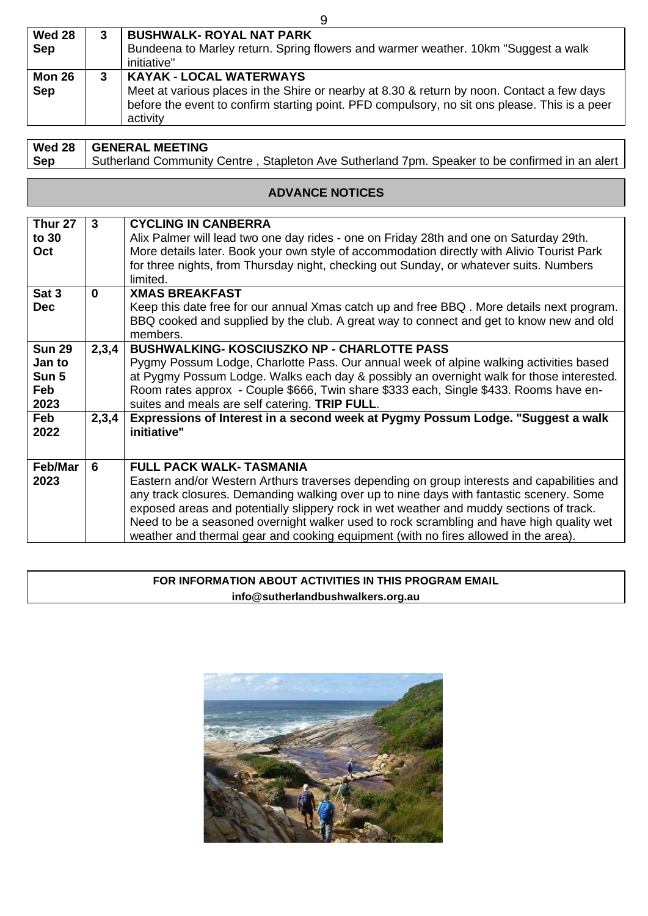| | | |
|---|---|---|
| **Wed 28 Sep** | **3** | **BUSHWALK- ROYAL NAT PARK**<br>Bundeena to Marley return. Spring flowers and warmer weather. 10km "Suggest a walk initiative" |
| **Mon 26 Sep** | **3** | **KAYAK - LOCAL WATERWAYS**<br>Meet at various places in the Shire or nearby at 8.30 & return by noon. Contact a few days before the event to confirm starting point. PFD compulsory, no sit ons please. This is a peer activity |

| | |
|---|---|
| **Wed 28 Sep** | **GENERAL MEETING**<br>Sutherland Community Centre , Stapleton Ave Sutherland 7pm. Speaker to be confirmed in an alert |

## ADVANCE NOTICES

| | | |
|---|---|---|
| **Thur 27 to 30 Oct** | **3** | **CYCLING IN CANBERRA**<br>Alix Palmer will lead two one day rides - one on Friday 28th and one on Saturday 29th. More details later. Book your own style of accommodation directly with Alivio Tourist Park for three nights, from Thursday night, checking out Sunday, or whatever suits. Numbers limited. |
| **Sat 3 Dec** | **0** | **XMAS BREAKFAST**<br>Keep this date free for our annual Xmas catch up and free BBQ . More details next program. BBQ cooked and supplied by the club. A great way to connect and get to know new and old members. |
| **Sun 29 Jan to Sun 5 Feb 2023** | **2,3,4** | **BUSHWALKING- KOSCIUSZKO NP - CHARLOTTE PASS**<br>Pygmy Possum Lodge, Charlotte Pass. Our annual week of alpine walking activities based at Pygmy Possum Lodge. Walks each day & possibly an overnight walk for those interested. Room rates approx - Couple $666, Twin share $333 each, Single $433. Rooms have en-suites and meals are self catering. **TRIP FULL**. |
| **Feb 2022** | **2,3,4** | **Expressions of Interest in a second week at Pygmy Possum Lodge. "Suggest a walk initiative"** |
| **Feb/Mar 2023** | **6** | **FULL PACK WALK- TASMANIA**<br>Eastern and/or Western Arthurs traverses depending on group interests and capabilities and any track closures. Demanding walking over up to nine days with fantastic scenery. Some exposed areas and potentially slippery rock in wet weather and muddy sections of track. Need to be a seasoned overnight walker used to rock scrambling and have high quality wet weather and thermal gear and cooking equipment (with no fires allowed in the area). |

**FOR INFORMATION ABOUT ACTIVITIES IN THIS PROGRAM EMAIL**
**info@sutherlandbushwalkers.org.au**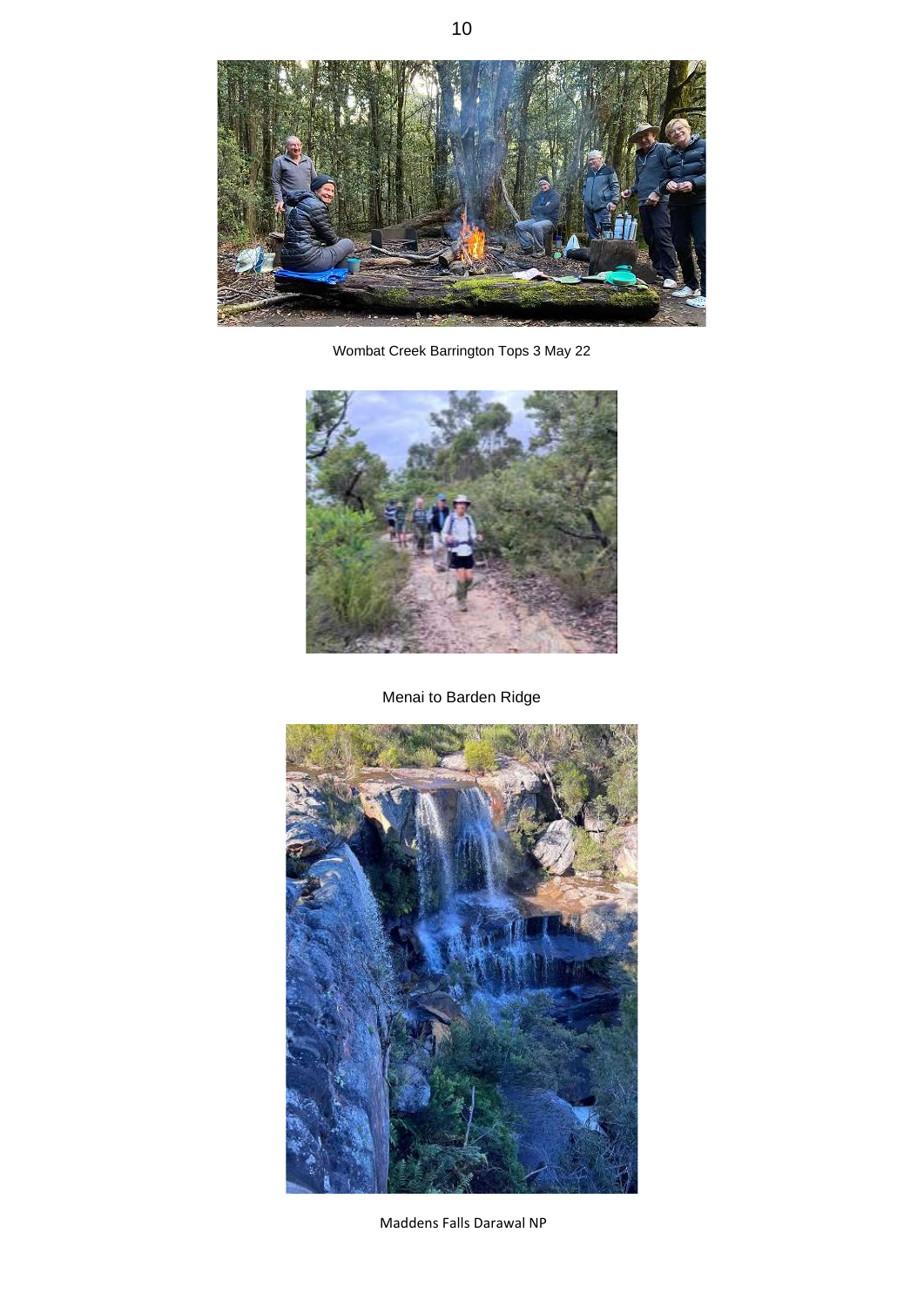Wombat Creek Barrington Tops 3 May 22

Menai to Barden Ridge

Maddens Falls Darawal NP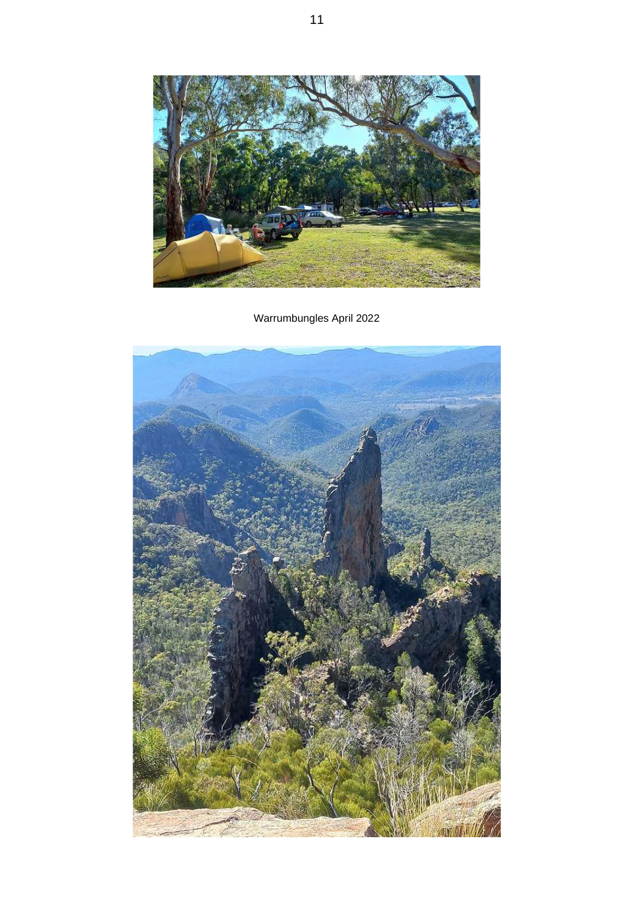Warrumbungles April 2022